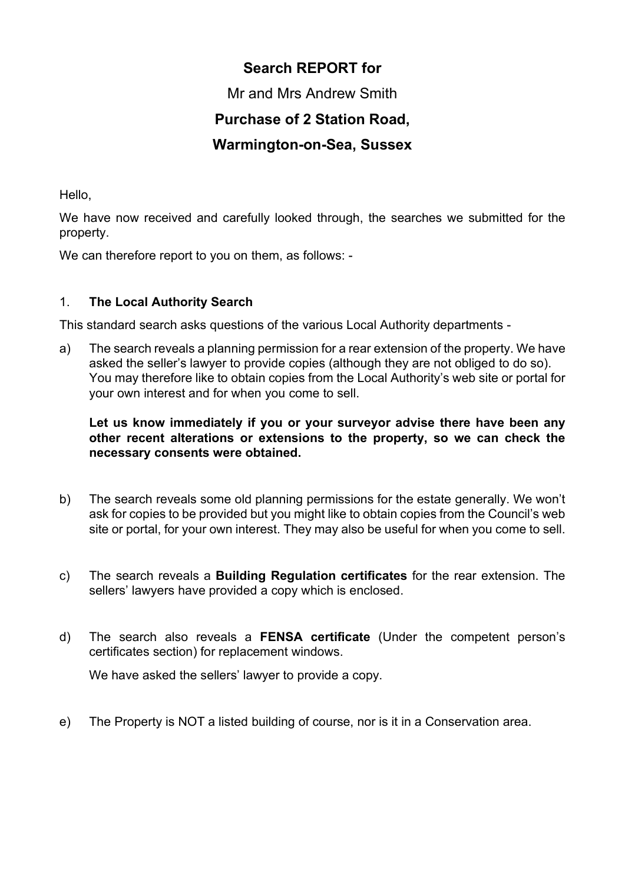# Search REPORT for

## Mr and Mrs Andrew Smith

## Purchase of 2 Station Road,

## Warmington-on-Sea, Sussex

Hello,

We have now received and carefully looked through, the searches we submitted for the property.

We can therefore report to you on them, as follows: -

1. **The Local Authority Search**

This standard search asks questions of the various Local Authority departments -

a) The search reveals a planning permission for a rear extension of the property. We have asked the seller's lawyer to provide copies (although they are not obliged to do so). You may therefore like to obtain copies from the Local Authority's web site or portal for your own interest and for when you come to sell.

   **Let us know immediately if you or your surveyor advise there have been any other recent alterations or extensions to the property, so we can check the necessary consents were obtained.**

b) The search reveals some old planning permissions for the estate generally. We won't ask for copies to be provided but you might like to obtain copies from the Council's web site or portal, for your own interest. They may also be useful for when you come to sell.

c) The search reveals a **Building Regulation certificates** for the rear extension. The sellers' lawyers have provided a copy which is enclosed.

d) The search also reveals a **FENSA certificate** (Under the competent person's certificates section) for replacement windows.

   We have asked the sellers' lawyer to provide a copy.

e) The Property is NOT a listed building of course, nor is it in a Conservation area.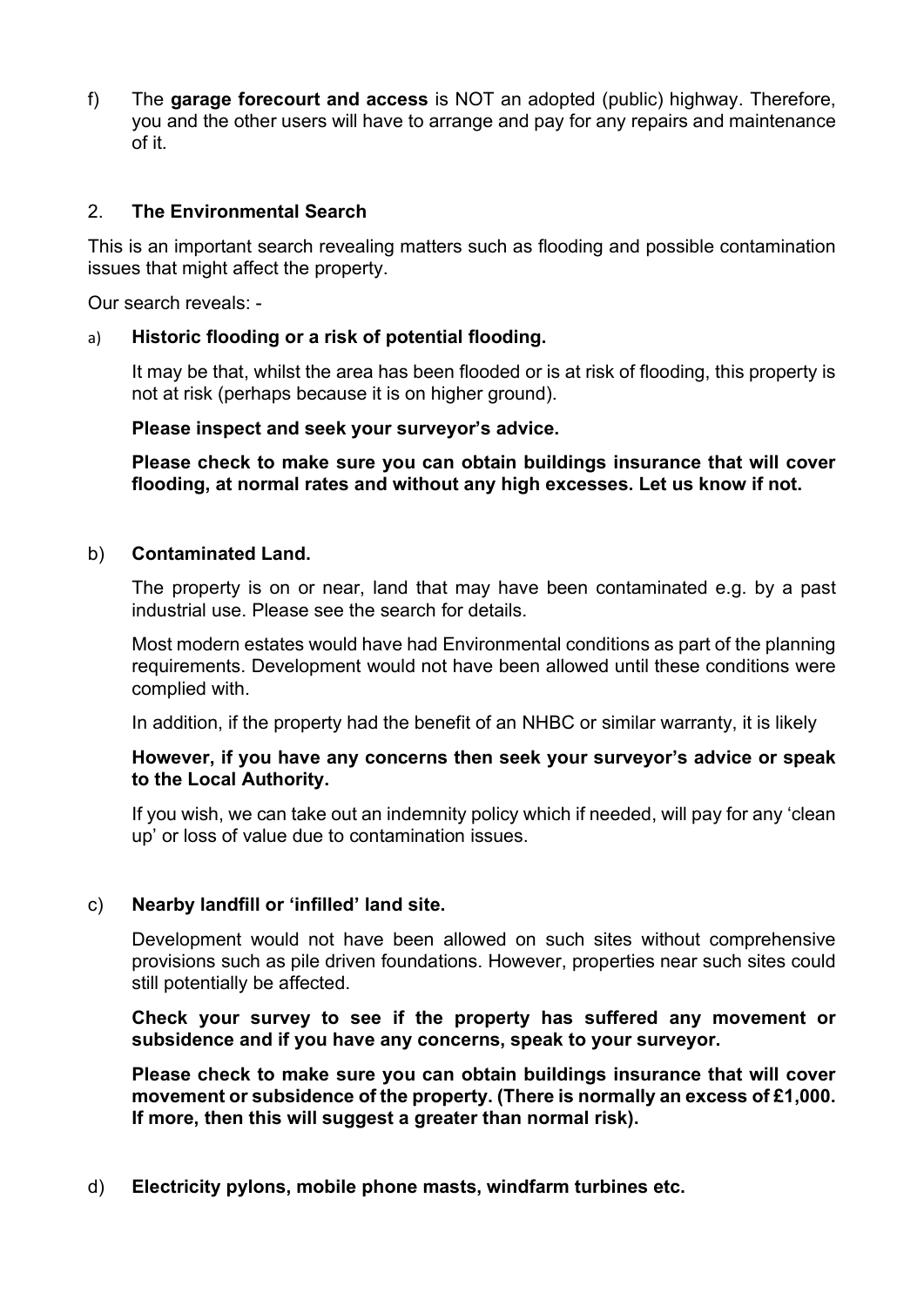f) The **garage forecourt and access** is NOT an adopted (public) highway. Therefore, you and the other users will have to arrange and pay for any repairs and maintenance of it.

## 2. **The Environmental Search**

This is an important search revealing matters such as flooding and possible contamination issues that might affect the property.

Our search reveals: -

a) **Historic flooding or a risk of potential flooding.**

It may be that, whilst the area has been flooded or is at risk of flooding, this property is not at risk (perhaps because it is on higher ground).

**Please inspect and seek your surveyor's advice.**

**Please check to make sure you can obtain buildings insurance that will cover flooding, at normal rates and without any high excesses. Let us know if not.**

b) **Contaminated Land.**

The property is on or near, land that may have been contaminated e.g. by a past industrial use. Please see the search for details.

Most modern estates would have had Environmental conditions as part of the planning requirements. Development would not have been allowed until these conditions were complied with.

In addition, if the property had the benefit of an NHBC or similar warranty, it is likely

**However, if you have any concerns then seek your surveyor's advice or speak to the Local Authority.**

If you wish, we can take out an indemnity policy which if needed, will pay for any 'clean up' or loss of value due to contamination issues.

c) **Nearby landfill or 'infilled' land site.**

Development would not have been allowed on such sites without comprehensive provisions such as pile driven foundations. However, properties near such sites could still potentially be affected.

**Check your survey to see if the property has suffered any movement or subsidence and if you have any concerns, speak to your surveyor.**

**Please check to make sure you can obtain buildings insurance that will cover movement or subsidence of the property. (There is normally an excess of £1,000. If more, then this will suggest a greater than normal risk).**

d) **Electricity pylons, mobile phone masts, windfarm turbines etc.**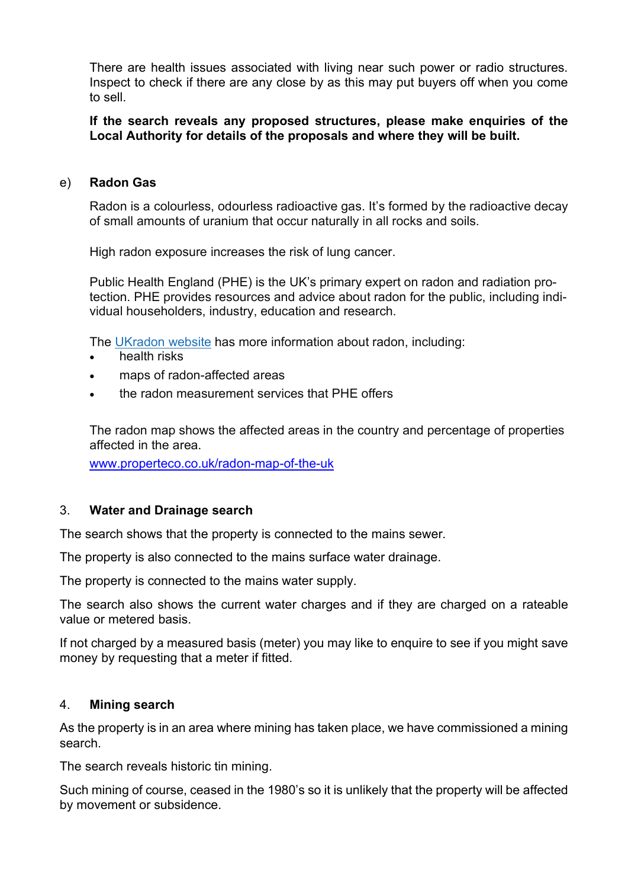There are health issues associated with living near such power or radio structures. Inspect to check if there are any close by as this may put buyers off when you come to sell.

**If the search reveals any proposed structures, please make enquiries of the Local Authority for details of the proposals and where they will be built.**

e) **Radon Gas**

Radon is a colourless, odourless radioactive gas. It's formed by the radioactive decay of small amounts of uranium that occur naturally in all rocks and soils.

High radon exposure increases the risk of lung cancer.

Public Health England (PHE) is the UK's primary expert on radon and radiation protection. PHE provides resources and advice about radon for the public, including individual householders, industry, education and research.

The UKradon website has more information about radon, including:

- health risks
- maps of radon-affected areas
- the radon measurement services that PHE offers

The radon map shows the affected areas in the country and percentage of properties affected in the area.
www.properteco.co.uk/radon-map-of-the-uk

## 3. Water and Drainage search

The search shows that the property is connected to the mains sewer.

The property is also connected to the mains surface water drainage.

The property is connected to the mains water supply.

The search also shows the current water charges and if they are charged on a rateable value or metered basis.

If not charged by a measured basis (meter) you may like to enquire to see if you might save money by requesting that a meter if fitted.

## 4. Mining search

As the property is in an area where mining has taken place, we have commissioned a mining search.

The search reveals historic tin mining.

Such mining of course, ceased in the 1980's so it is unlikely that the property will be affected by movement or subsidence.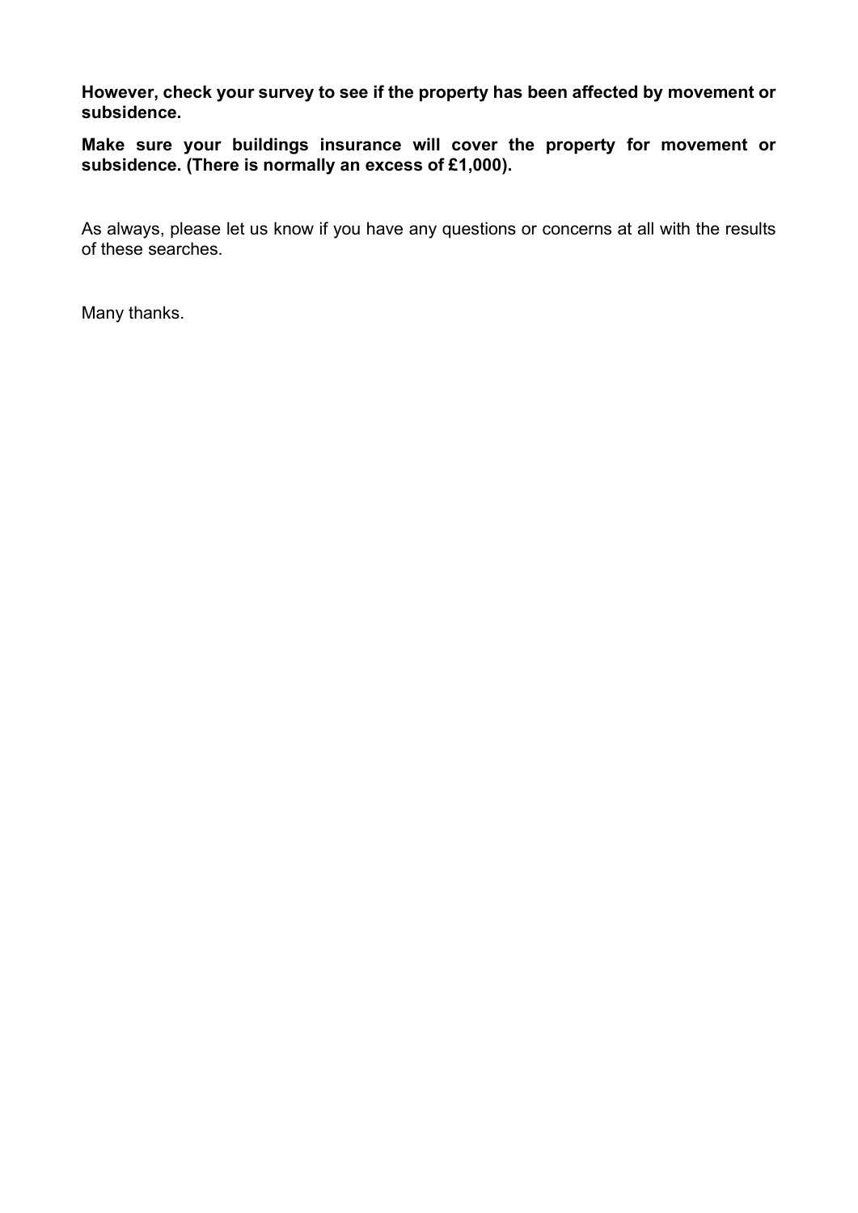**However, check your survey to see if the property has been affected by movement or subsidence.**

**Make sure your buildings insurance will cover the property for movement or subsidence. (There is normally an excess of £1,000).**

As always, please let us know if you have any questions or concerns at all with the results of these searches.

Many thanks.